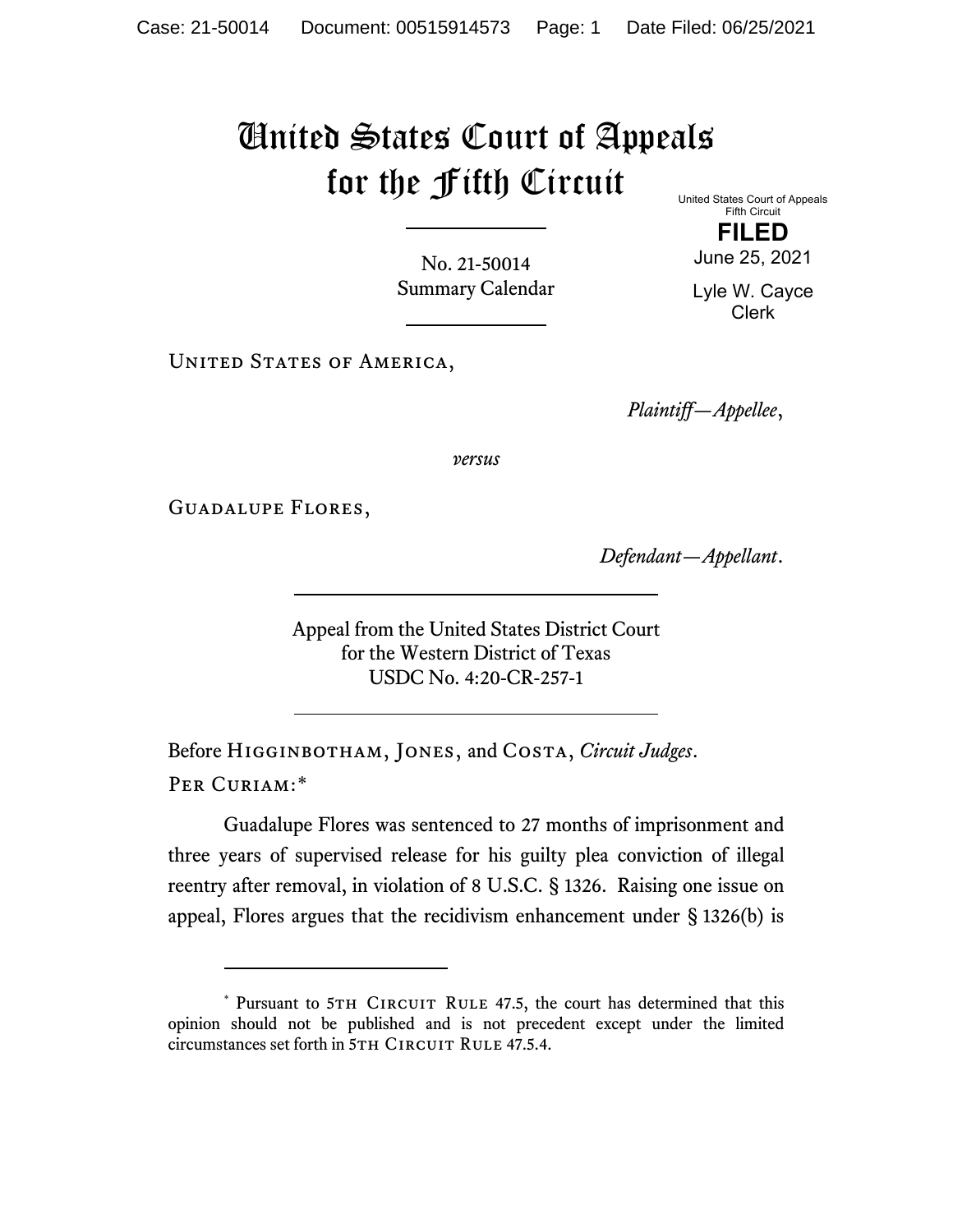# United States Court of Appeals for the Fifth Circuit

United States Court of Appeals
Fifth Circuit

**FILED**

June 25, 2021

Lyle W. Cayce
Clerk

No. 21-50014
Summary Calendar

United States of America,

*Plaintiff—Appellee*,

*versus*

Guadalupe Flores,

*Defendant—Appellant*.

Appeal from the United States District Court
for the Western District of Texas
USDC No. 4:20-CR-257-1

Before Higginbotham, Jones, and Costa, *Circuit Judges*.

Per Curiam:*

Guadalupe Flores was sentenced to 27 months of imprisonment and three years of supervised release for his guilty plea conviction of illegal reentry after removal, in violation of 8 U.S.C. § 1326. Raising one issue on appeal, Flores argues that the recidivism enhancement under § 1326(b) is

---

* Pursuant to 5th Circuit Rule 47.5, the court has determined that this opinion should not be published and is not precedent except under the limited circumstances set forth in 5th Circuit Rule 47.5.4.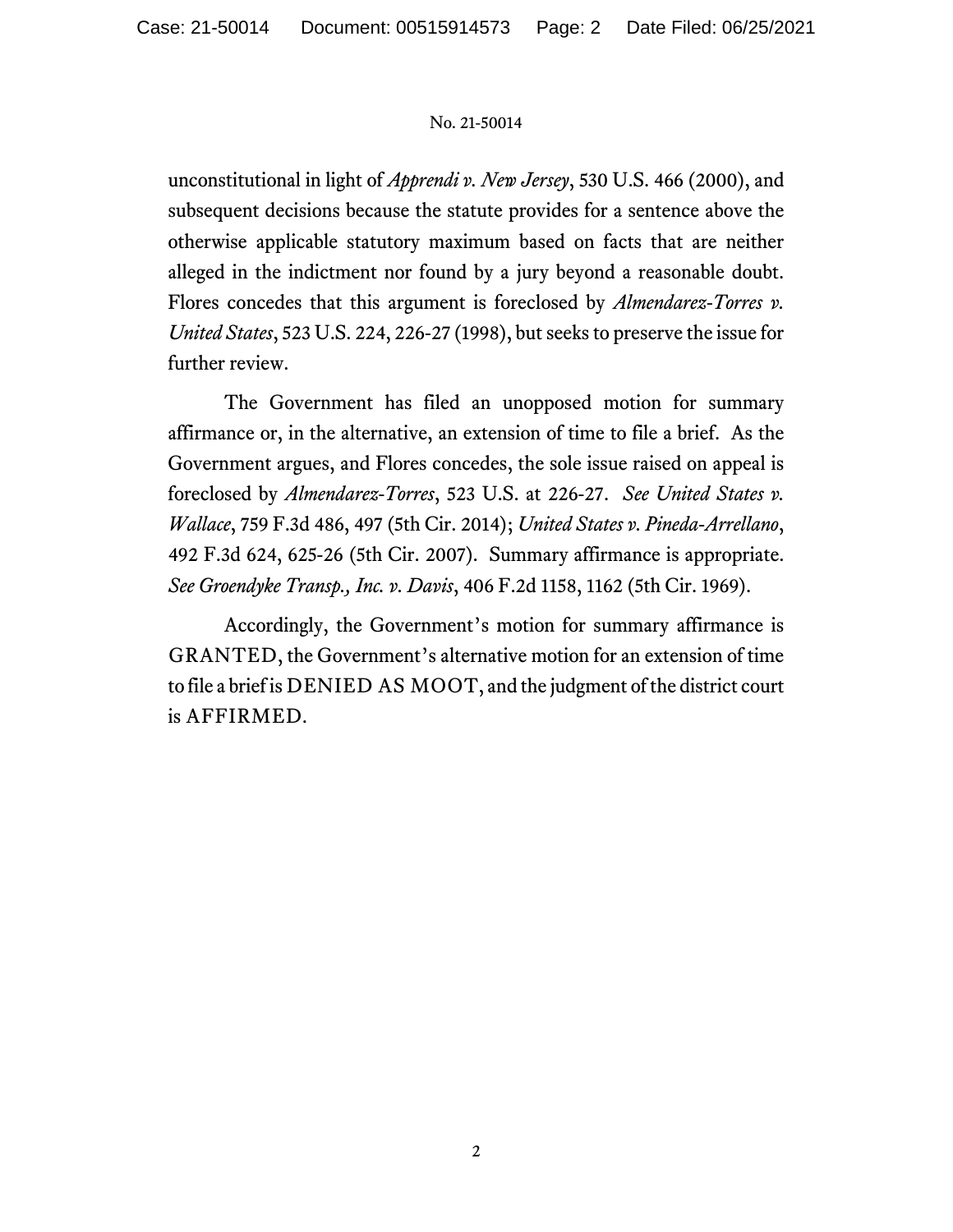unconstitutional in light of *Apprendi v. New Jersey*, 530 U.S. 466 (2000), and subsequent decisions because the statute provides for a sentence above the otherwise applicable statutory maximum based on facts that are neither alleged in the indictment nor found by a jury beyond a reasonable doubt. Flores concedes that this argument is foreclosed by *Almendarez-Torres v. United States*, 523 U.S. 224, 226-27 (1998), but seeks to preserve the issue for further review.

The Government has filed an unopposed motion for summary affirmance or, in the alternative, an extension of time to file a brief. As the Government argues, and Flores concedes, the sole issue raised on appeal is foreclosed by *Almendarez-Torres*, 523 U.S. at 226-27. *See United States v. Wallace*, 759 F.3d 486, 497 (5th Cir. 2014); *United States v. Pineda-Arrellano*, 492 F.3d 624, 625-26 (5th Cir. 2007). Summary affirmance is appropriate. *See Groendyke Transp., Inc. v. Davis*, 406 F.2d 1158, 1162 (5th Cir. 1969).

Accordingly, the Government's motion for summary affirmance is GRANTED, the Government's alternative motion for an extension of time to file a brief is DENIED AS MOOT, and the judgment of the district court is AFFIRMED.